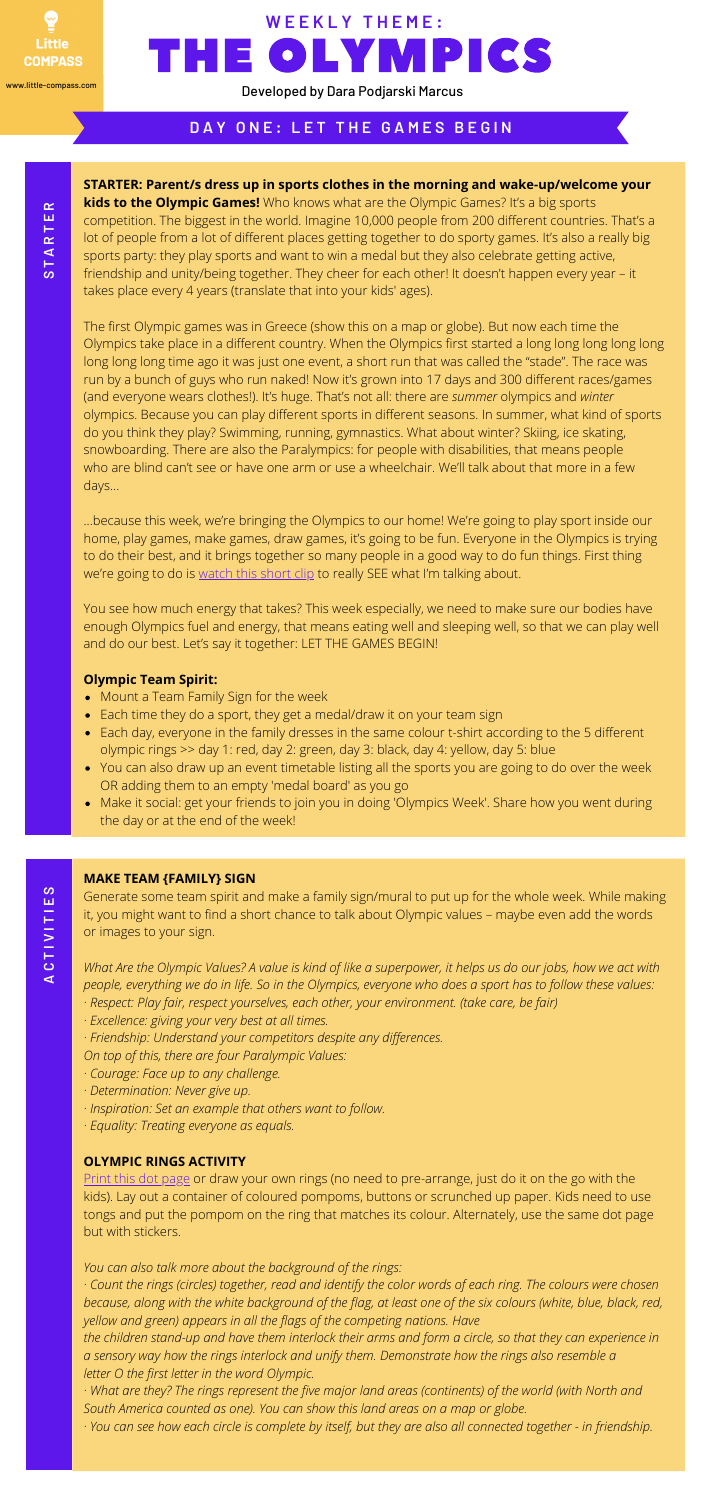Little COMPASS

www.little-compass.com

# WEEKLY THEME: THE OLYMPICS

Developed by Dara Podjarski Marcus

## DAY ONE: LET THE GAMES BEGIN

### STARTER

**STARTER: Parent/s dress up in sports clothes in the morning and wake-up/welcome your kids to the Olympic Games!** Who knows what are the Olympic Games? It's a big sports competition. The biggest in the world. Imagine 10,000 people from 200 different countries. That's a lot of people from a lot of different places getting together to do sporty games. It's also a really big sports party: they play sports and want to win a medal but they also celebrate getting active, friendship and unity/being together. They cheer for each other! It doesn't happen every year – it takes place every 4 years (translate that into your kids' ages).

The first Olympic games was in Greece (show this on a map or globe). But now each time the Olympics take place in a different country. When the Olympics first started a long long long long long long long time ago it was just one event, a short run that was called the "stade". The race was run by a bunch of guys who run naked! Now it's grown into 17 days and 300 different races/games (and everyone wears clothes!). It's huge. That's not all: there are *summer* olympics and *winter* olympics. Because you can play different sports in different seasons. In summer, what kind of sports do you think they play? Swimming, running, gymnastics. What about winter? Skiing, ice skating, snowboarding. There are also the Paralympics: for people with disabilities, that means people who are blind can't see or have one arm or use a wheelchair. We'll talk about that more in a few days...

...because this week, we're bringing the Olympics to our home! We're going to play sport inside our home, play games, make games, draw games, it's going to be fun. Everyone in the Olympics is trying to do their best, and it brings together so many people in a good way to do fun things. First thing we're going to do is watch this short clip to really SEE what I'm talking about.

You see how much energy that takes? This week especially, we need to make sure our bodies have enough Olympics fuel and energy, that means eating well and sleeping well, so that we can play well and do our best. Let's say it together: LET THE GAMES BEGIN!

**Olympic Team Spirit:**

- Mount a Team Family Sign for the week
- Each time they do a sport, they get a medal/draw it on your team sign
- Each day, everyone in the family dresses in the same colour t-shirt according to the 5 different olympic rings >> day 1: red, day 2: green, day 3: black, day 4: yellow, day 5: blue
- You can also draw up an event timetable listing all the sports you are going to do over the week OR adding them to an empty 'medal board' as you go
- Make it social: get your friends to join you in doing 'Olympics Week'. Share how you went during the day or at the end of the week!

### ACTIVITIES

**MAKE TEAM {FAMILY} SIGN**

Generate some team spirit and make a family sign/mural to put up for the whole week. While making it, you might want to find a short chance to talk about Olympic values – maybe even add the words or images to your sign.

*What Are the Olympic Values? A value is kind of like a superpower, it helps us do our jobs, how we act with people, everything we do in life. So in the Olympics, everyone who does a sport has to follow these values:*
*· Respect: Play fair, respect yourselves, each other, your environment. (take care, be fair)*
*· Excellence: giving your very best at all times.*
*· Friendship: Understand your competitors despite any differences.*
*On top of this, there are four Paralympic Values:*
*· Courage: Face up to any challenge.*
*· Determination: Never give up.*
*· Inspiration: Set an example that others want to follow.*
*· Equality: Treating everyone as equals.*

**OLYMPIC RINGS ACTIVITY**

Print this dot page or draw your own rings (no need to pre-arrange, just do it on the go with the kids). Lay out a container of coloured pompoms, buttons or scrunched up paper. Kids need to use tongs and put the pompom on the ring that matches its colour. Alternately, use the same dot page but with stickers.

*You can also talk more about the background of the rings:*
*· Count the rings (circles) together, read and identify the color words of each ring. The colours were chosen because, along with the white background of the flag, at least one of the six colours (white, blue, black, red, yellow and green) appears in all the flags of the competing nations. Have the children stand-up and have them interlock their arms and form a circle, so that they can experience in a sensory way how the rings interlock and unify them. Demonstrate how the rings also resemble a letter O the first letter in the word Olympic.*
*· What are they? The rings represent the five major land areas (continents) of the world (with North and South America counted as one). You can show this land areas on a map or globe.*
*· You can see how each circle is complete by itself, but they are also all connected together - in friendship.*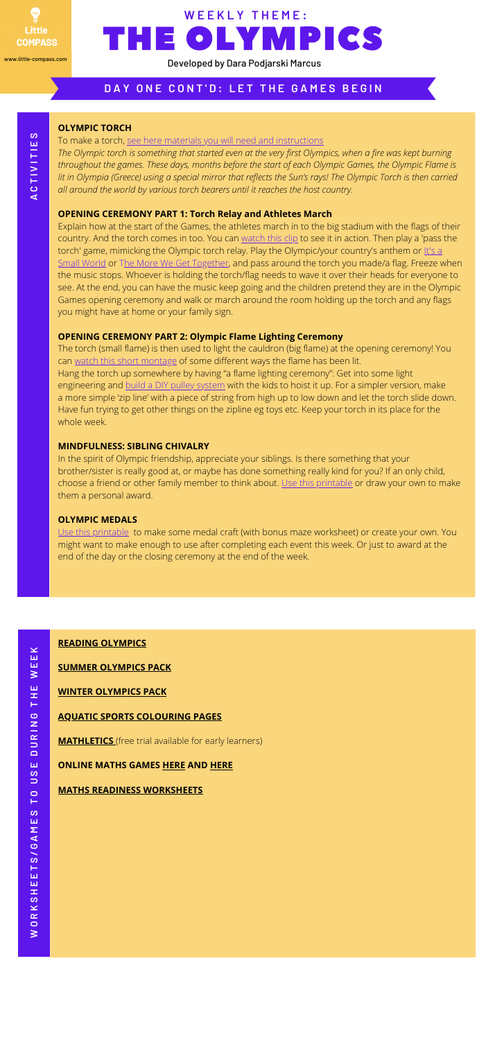# WEEKLY THEME: THE OLYMPICS

Developed by Dara Podjarski Marcus

## DAY ONE CONT'D: LET THE GAMES BEGIN

**ACTIVITIES**

### OLYMPIC TORCH

To make a torch, see here materials you will need and instructions

*The Olympic torch is something that started even at the very first Olympics, when a fire was kept burning throughout the games. These days, months before the start of each Olympic Games, the Olympic Flame is lit in Olympia (Greece) using a special mirror that reflects the Sun's rays! The Olympic Torch is then carried all around the world by various torch bearers until it reaches the host country.*

### OPENING CEREMONY PART 1: Torch Relay and Athletes March

Explain how at the start of the Games, the athletes march in to the big stadium with the flags of their country. And the torch comes in too. You can watch this clip to see it in action. Then play a 'pass the torch' game, mimicking the Olympic torch relay. Play the Olympic/your country's anthem or It's a Small World or The More We Get Together, and pass around the torch you made/a flag. Freeze when the music stops. Whoever is holding the torch/flag needs to wave it over their heads for everyone to see. At the end, you can have the music keep going and the children pretend they are in the Olympic Games opening ceremony and walk or march around the room holding up the torch and any flags you might have at home or your family sign.

### OPENING CEREMONY PART 2: Olympic Flame Lighting Ceremony

The torch (small flame) is then used to light the cauldron (big flame) at the opening ceremony! You can watch this short montage of some different ways the flame has been lit.

Hang the torch up somewhere by having "a flame lighting ceremony": Get into some light engineering and build a DIY pulley system with the kids to hoist it up. For a simpler version, make a more simple 'zip line' with a piece of string from high up to low down and let the torch slide down. Have fun trying to get other things on the zipline eg toys etc. Keep your torch in its place for the whole week.

### MINDFULNESS: SIBLING CHIVALRY

In the spirit of Olympic friendship, appreciate your siblings. Is there something that your brother/sister is really good at, or maybe has done something really kind for you? If an only child, choose a friend or other family member to think about. Use this printable or draw your own to make them a personal award.

### OLYMPIC MEDALS

Use this printable to make some medal craft (with bonus maze worksheet) or create your own. You might want to make enough to use after completing each event this week. Or just to award at the end of the day or the closing ceremony at the end of the week.

**WORKSHEETS/GAMES TO USE DURING THE WEEK**

**READING OLYMPICS**

**SUMMER OLYMPICS PACK**

**WINTER OLYMPICS PACK**

**AQUATIC SPORTS COLOURING PAGES**

**MATHLETICS** (free trial available for early learners)

**ONLINE MATHS GAMES HERE AND HERE**

**MATHS READINESS WORKSHEETS**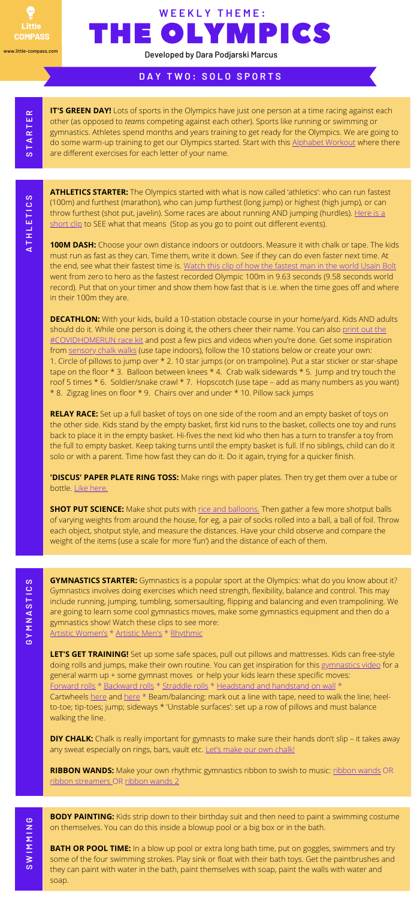# WEEKLY THEME: THE OLYMPICS

Developed by Dara Podjarski Marcus

## DAY TWO: SOLO SPORTS

### STARTER

**IT'S GREEN DAY!** Lots of sports in the Olympics have just one person at a time racing against each other (as opposed to *teams* competing against each other). Sports like running or swimming or gymnastics. Athletes spend months and years training to get ready for the Olympics. We are going to do some warm-up training to get our Olympics started. Start with this Alphabet Workout where there are different exercises for each letter of your name.

### ATHLETICS

**ATHLETICS STARTER:** The Olympics started with what is now called 'athletics': who can run fastest (100m) and furthest (marathon), who can jump furthest (long jump) or highest (high jump), or can throw furthest (shot put, javelin). Some races are about running AND jumping (hurdles). Here is a short clip to SEE what that means (Stop as you go to point out different events).

**100M DASH:** Choose your own distance indoors or outdoors. Measure it with chalk or tape. The kids must run as fast as they can. Time them, write it down. See if they can do even faster next time. At the end, see what their fastest time is. Watch this clip of how the fastest man in the world Usain Bolt went from zero to hero as the fastest recorded Olympic 100m in 9.63 seconds (9.58 seconds world record). Put that on your timer and show them how fast that is i.e. when the time goes off and where in their 100m they are.

**DECATHLON:** With your kids, build a 10-station obstacle course in your home/yard. Kids AND adults should do it. While one person is doing it, the others cheer their name. You can also print out the #COVIDHOMERUN race kit and post a few pics and videos when you're done. Get some inspiration from sensory chalk walks (use tape indoors), follow the 10 stations below or create your own: 1. Circle of pillows to jump over * 2. 10 star jumps (or on trampoline). Put a star sticker or star-shape tape on the floor * 3. Balloon between knees * 4. Crab walk sidewards * 5. Jump and try touch the roof 5 times * 6. Soldier/snake crawl * 7. Hopscotch (use tape – add as many numbers as you want) * 8. Zigzag lines on floor * 9. Chairs over and under * 10. Pillow sack jumps

**RELAY RACE:** Set up a full basket of toys on one side of the room and an empty basket of toys on the other side. Kids stand by the empty basket, first kid runs to the basket, collects one toy and runs back to place it in the empty basket. Hi-fives the next kid who then has a turn to transfer a toy from the full to empty basket. Keep taking turns until the empty basket is full. If no siblings, child can do it solo or with a parent. Time how fast they can do it. Do it again, trying for a quicker finish.

**'DISCUS' PAPER PLATE RING TOSS:** Make rings with paper plates. Then try get them over a tube or bottle. Like here.

**SHOT PUT SCIENCE:** Make shot puts with rice and balloons. Then gather a few more shotput balls of varying weights from around the house, for eg, a pair of socks rolled into a ball, a ball of foil. Throw each object, shotput style, and measure the distances. Have your child observe and compare the weight of the items (use a scale for more 'fun') and the distance of each of them.

### GYMNASTICS

**GYMNASTICS STARTER:** Gymnastics is a popular sport at the Olympics: what do you know about it? Gymnastics involves doing exercises which need strength, flexibility, balance and control. This may include running, jumping, tumbling, somersaulting, flipping and balancing and even trampolining. We are going to learn some cool gymnastics moves, make some gymnastics equipment and then do a gymnastics show! Watch these clips to see more:
Artistic Women's * Artistic Men's * Rhythmic

**LET'S GET TRAINING!** Set up some safe spaces, pull out pillows and mattresses. Kids can free-style doing rolls and jumps, make their own routine. You can get inspiration for this gymnastics video for a general warm up + some gymnast moves or help your kids learn these specific moves:
Forward rolls * Backward rolls * Straddle rolls * Headstand and handstand on wall *
Cartwheels here and here * Beam/balancing: mark out a line with tape, need to walk the line; heel-to-toe; tip-toes; jump; sideways * 'Unstable surfaces': set up a row of pillows and must balance walking the line.

**DIY CHALK:** Chalk is really important for gymnasts to make sure their hands don't slip – it takes away any sweat especially on rings, bars, vault etc. Let's make our own chalk!

**RIBBON WANDS:** Make your own rhythmic gymnastics ribbon to swish to music: ribbon wands OR ribbon streamers OR ribbon wands 2

### SWIMMING

**BODY PAINTING:** Kids strip down to their birthday suit and then need to paint a swimming costume on themselves. You can do this inside a blowup pool or a big box or in the bath.

**BATH OR POOL TIME:** In a blow up pool or extra long bath time, put on goggles, swimmers and try some of the four swimming strokes. Play sink or float with their bath toys. Get the paintbrushes and they can paint with water in the bath, paint themselves with soap, paint the walls with water and soap.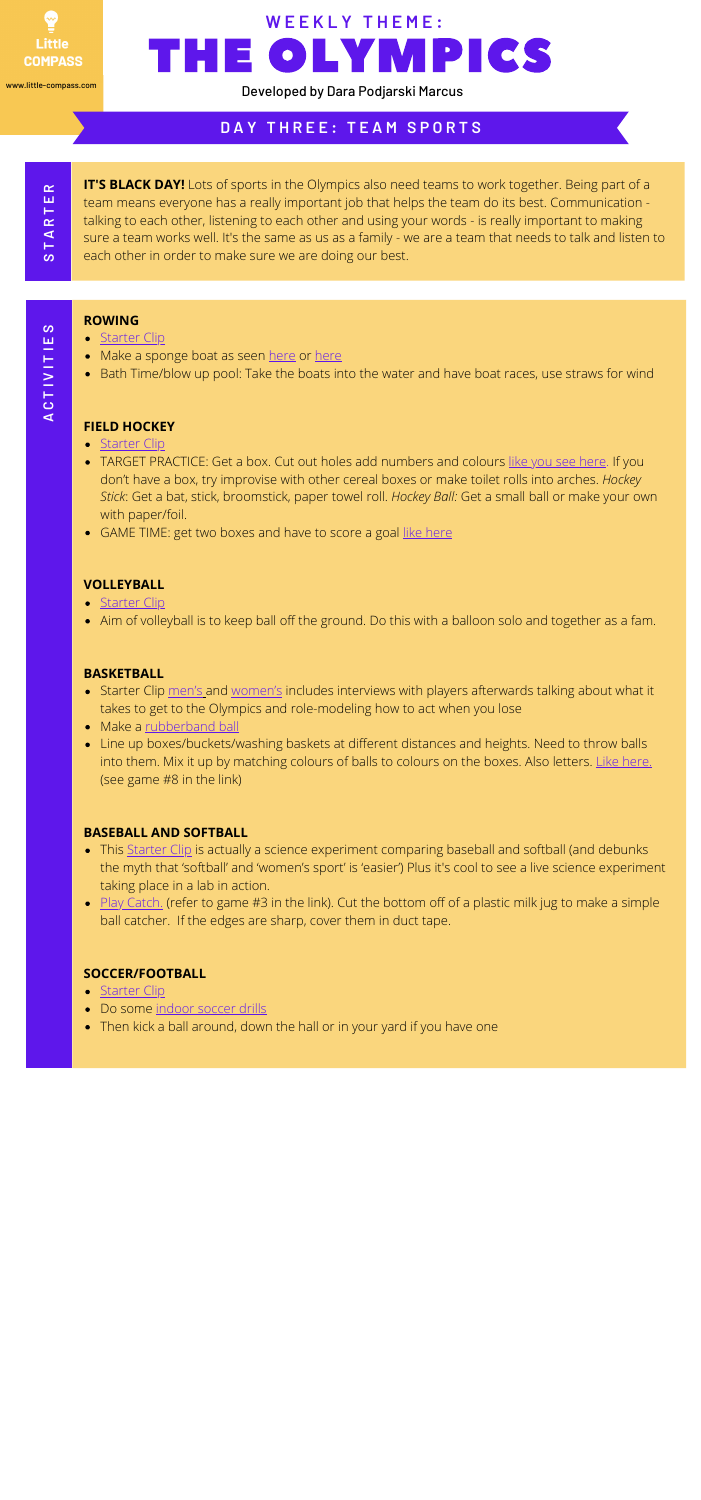Little COMPASS

www.little-compass.com

# WEEKLY THEME: THE OLYMPICS

Developed by Dara Podjarski Marcus

## DAY THREE: TEAM SPORTS

### STARTER

**IT'S BLACK DAY!** Lots of sports in the Olympics also need teams to work together. Being part of a team means everyone has a really important job that helps the team do its best. Communication - talking to each other, listening to each other and using your words - is really important to making sure a team works well. It's the same as us as a family - we are a team that needs to talk and listen to each other in order to make sure we are doing our best.

### ACTIVITIES

**ROWING**

- Starter Clip
- Make a sponge boat as seen here or here
- Bath Time/blow up pool: Take the boats into the water and have boat races, use straws for wind

**FIELD HOCKEY**

- Starter Clip
- TARGET PRACTICE: Get a box. Cut out holes add numbers and colours like you see here. If you don't have a box, try improvise with other cereal boxes or make toilet rolls into arches. *Hockey Stick*: Get a bat, stick, broomstick, paper towel roll. *Hockey Ball:* Get a small ball or make your own with paper/foil.
- GAME TIME: get two boxes and have to score a goal like here

**VOLLEYBALL**

- Starter Clip
- Aim of volleyball is to keep ball off the ground. Do this with a balloon solo and together as a fam.

**BASKETBALL**

- Starter Clip men's and women's includes interviews with players afterwards talking about what it takes to get to the Olympics and role-modeling how to act when you lose
- Make a rubberband ball
- Line up boxes/buckets/washing baskets at different distances and heights. Need to throw balls into them. Mix it up by matching colours of balls to colours on the boxes. Also letters. Like here. (see game #8 in the link)

**BASEBALL AND SOFTBALL**

- This Starter Clip is actually a science experiment comparing baseball and softball (and debunks the myth that 'softball' and 'women's sport' is 'easier') Plus it's cool to see a live science experiment taking place in a lab in action.
- Play Catch. (refer to game #3 in the link). Cut the bottom off of a plastic milk jug to make a simple ball catcher. If the edges are sharp, cover them in duct tape.

**SOCCER/FOOTBALL**

- Starter Clip
- Do some indoor soccer drills
- Then kick a ball around, down the hall or in your yard if you have one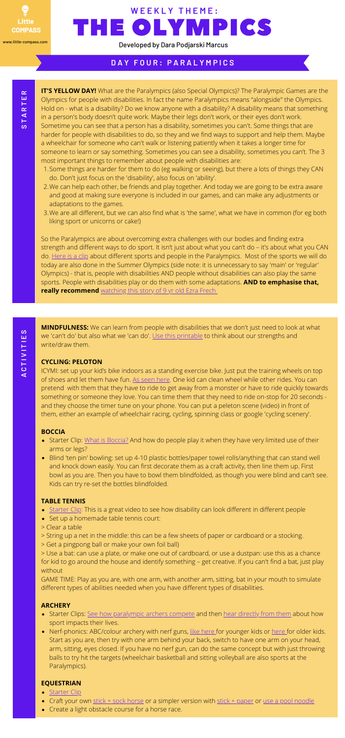Little COMPASS

www.little-compass.com

# WEEKLY THEME: THE OLYMPICS

Developed by Dara Podjarski Marcus

## DAY FOUR: PARALYMPICS

### STARTER

**IT'S YELLOW DAY!** What are the Paralympics (also Special Olympics)? The Paralympic Games are the Olympics for people with disabilities. In fact the name Paralympics means "alongside" the Olympics. Hold on - what is a disability? Do we know anyone with a disability? A disability means that something in a person's body doesn't quite work. Maybe their legs don't work, or their eyes don't work. Sometime you can see that a person has a disability, sometimes you can't. Some things that are harder for people with disabilities to do, so they and we find ways to support and help them. Maybe a wheelchair for someone who can't walk or listening patiently when it takes a longer time for someone to learn or say something. Sometimes you can see a disability, sometimes you can't. The 3 most important things to remember about people with disabilities are:

1. Some things are harder for them to do (eg walking or seeing), but there a lots of things they CAN do. Don't just focus on the 'disability', also focus on 'ability'.
2. We can help each other, be friends and play together. And today we are going to be extra aware and good at making sure everyone is included in our games, and can make any adjustments or adaptations to the games.
3. We are all different, but we can also find what is 'the same', what we have in common (for eg both liking sport or unicorns or cake!)

So the Paralympics are about overcoming extra challenges with our bodies and finding extra strength and different ways to do sport. It isn't just about what you can't do – it's about what you CAN do. Here is a clip about different sports and people in the Paralympics. Most of the sports we will do today are also done in the Summer Olympics (side note: it is unnecessary to say 'main' or 'regular' Olympics) - that is, people with disabilities AND people without disabilities can also play the same sports. People with disabilities play or do them with some adaptations. **AND to emphasise that, really recommend** watching this story of 9 yr old Ezra Frech

### ACTIVITIES

**MINDFULNESS:** We can learn from people with disabilities that we don't just need to look at what we 'can't do' but also what we 'can do'. Use this printable to think about our strengths and write/draw them.

#### CYCLING: PELOTON

ICYMI: set up your kid's bike indoors as a standing exercise bike. Just put the training wheels on top of shoes and let them have fun. As seen here. One kid can clean wheel while other rides. You can pretend with them that they have to ride to get away from a monster or have to ride quickly towards something or someone they love. You can time them that they need to ride on-stop for 20 seconds - and they choose the timer tune on your phone. You can put a peleton scene (video) in front of them, either an example of wheelchair racing, cycling, spinning class or google 'cycling scenery'.

#### BOCCIA

- Starter Clip: What is Boccia? And how do people play it when they have very limited use of their arms or legs?
- Blind 'ten pin' bowling: set up 4-10 plastic bottles/paper towel rolls/anything that can stand well and knock down easily. You can first decorate them as a craft activity, then line them up. First bowl as you are. Then you have to bowl them blindfolded, as though you were blind and can't see. Kids can try re-set the bottles blindfolded.

#### TABLE TENNIS

- Starter Clip: This is a great video to see how disability can look different in different people
- Set up a homemade table tennis court:

> Clear a table
> String up a net in the middle: this can be a few sheets of paper or cardboard or a stocking.
> Get a pingpong ball or make your own foil ball)
> Use a bat: can use a plate, or make one out of cardboard, or use a dustpan: use this as a chance for kid to go around the house and identify something – get creative. If you can't find a bat, just play without

GAME TIME: Play as you are, with one arm, with another arm, sitting, bat in your mouth to simulate different types of abilities needed when you have different types of disabilities.

#### ARCHERY

- Starter Clips: See how paralympic archers compete and then hear directly from them about how sport impacts their lives.
- Nerf-phonics: ABC/colour archery with nerf guns, like here for younger kids or here for older kids. Start as you are, then try with one arm behind your back, switch to have one arm on your head, arm, sitting, eyes closed. If you have no nerf gun, can do the same concept but with just throwing balls to try hit the targets (wheelchair basketball and sitting volleyball are also sports at the Paralympics).

#### EQUESTRIAN

- Starter Clip
- Craft your own stick + sock horse or a simpler version with stick + paper or use a pool noodle
- Create a light obstacle course for a horse race.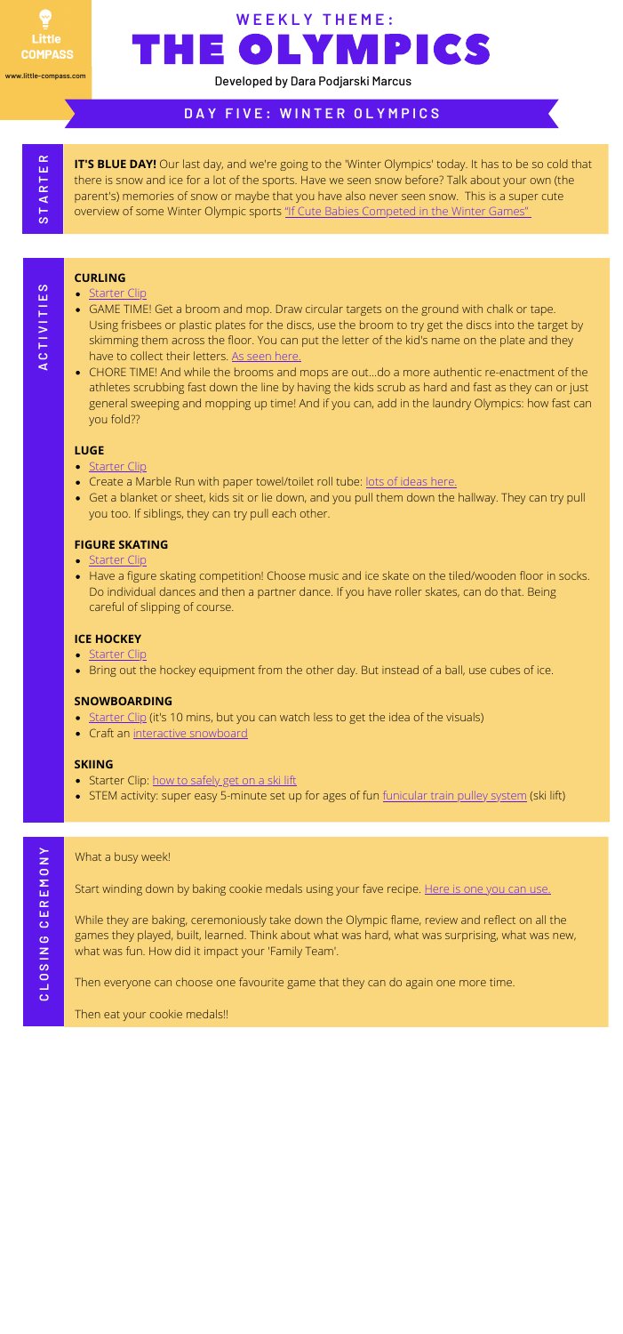Little COMPASS

www.little-compass.com

# WEEKLY THEME: THE OLYMPICS

Developed by Dara Podjarski Marcus

## DAY FIVE: WINTER OLYMPICS

### STARTER

**IT'S BLUE DAY!** Our last day, and we're going to the 'Winter Olympics' today. It has to be so cold that there is snow and ice for a lot of the sports. Have we seen snow before? Talk about your own (the parent's) memories of snow or maybe that you have also never seen snow. This is a super cute overview of some Winter Olympic sports "If Cute Babies Competed in the Winter Games"

### ACTIVITIES

**CURLING**

- Starter Clip
- GAME TIME! Get a broom and mop. Draw circular targets on the ground with chalk or tape. Using frisbees or plastic plates for the discs, use the broom to try get the discs into the target by skimming them across the floor. You can put the letter of the kid's name on the plate and they have to collect their letters. As seen here.
- CHORE TIME! And while the brooms and mops are out...do a more authentic re-enactment of the athletes scrubbing fast down the line by having the kids scrub as hard and fast as they can or just general sweeping and mopping up time! And if you can, add in the laundry Olympics: how fast can you fold??

**LUGE**

- Starter Clip
- Create a Marble Run with paper towel/toilet roll tube: lots of ideas here.
- Get a blanket or sheet, kids sit or lie down, and you pull them down the hallway. They can try pull you too. If siblings, they can try pull each other.

**FIGURE SKATING**

- Starter Clip
- Have a figure skating competition! Choose music and ice skate on the tiled/wooden floor in socks. Do individual dances and then a partner dance. If you have roller skates, can do that. Being careful of slipping of course.

**ICE HOCKEY**

- Starter Clip
- Bring out the hockey equipment from the other day. But instead of a ball, use cubes of ice.

**SNOWBOARDING**

- Starter Clip (it's 10 mins, but you can watch less to get the idea of the visuals)
- Craft an interactive snowboard

**SKIING**

- Starter Clip: how to safely get on a ski lift
- STEM activity: super easy 5-minute set up for ages of fun funicular train pulley system (ski lift)

### CLOSING CEREMONY

What a busy week!

Start winding down by baking cookie medals using your fave recipe. Here is one you can use.

While they are baking, ceremoniously take down the Olympic flame, review and reflect on all the games they played, built, learned. Think about what was hard, what was surprising, what was new, what was fun. How did it impact your 'Family Team'.

Then everyone can choose one favourite game that they can do again one more time.

Then eat your cookie medals!!